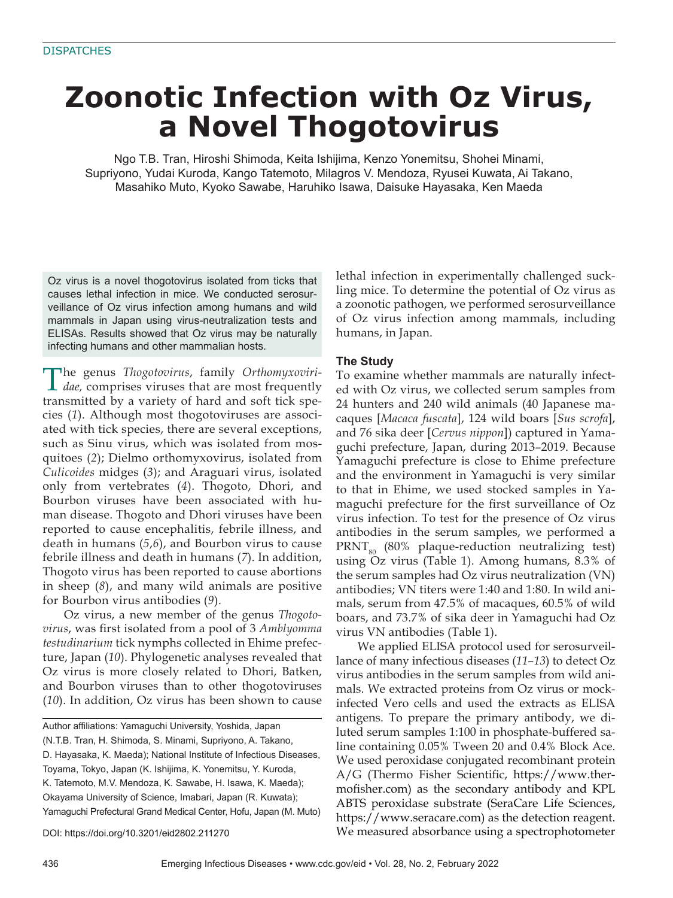DISPATCHES

# Zoonotic Infection with Oz Virus, a Novel Thogotovirus

Ngo T.B. Tran, Hiroshi Shimoda, Keita Ishijima, Kenzo Yonemitsu, Shohei Minami, Supriyono, Yudai Kuroda, Kango Tatemoto, Milagros V. Mendoza, Ryusei Kuwata, Ai Takano, Masahiko Muto, Kyoko Sawabe, Haruhiko Isawa, Daisuke Hayasaka, Ken Maeda

Oz virus is a novel thogotovirus isolated from ticks that causes lethal infection in mice. We conducted serosurveillance of Oz virus infection among humans and wild mammals in Japan using virus-neutralization tests and ELISAs. Results showed that Oz virus may be naturally infecting humans and other mammalian hosts.

The genus *Thogotovirus*, family *Orthomyxoviridae,* comprises viruses that are most frequently transmitted by a variety of hard and soft tick species (*1*). Although most thogotoviruses are associated with tick species, there are several exceptions, such as Sinu virus, which was isolated from mosquitoes (*2*); Dielmo orthomyxovirus, isolated from *Culicoides* midges (*3*); and Araguari virus, isolated only from vertebrates (*4*). Thogoto, Dhori, and Bourbon viruses have been associated with human disease. Thogoto and Dhori viruses have been reported to cause encephalitis, febrile illness, and death in humans (*5*,*6*), and Bourbon virus to cause febrile illness and death in humans (*7*). In addition, Thogoto virus has been reported to cause abortions in sheep (*8*), and many wild animals are positive for Bourbon virus antibodies (*9*).

Oz virus, a new member of the genus *Thogotovirus*, was first isolated from a pool of 3 *Amblyomma testudinarium* tick nymphs collected in Ehime prefecture, Japan (*10*). Phylogenetic analyses revealed that Oz virus is more closely related to Dhori, Batken, and Bourbon viruses than to other thogotoviruses (*10*). In addition, Oz virus has been shown to cause lethal infection in experimentally challenged suckling mice. To determine the potential of Oz virus as a zoonotic pathogen, we performed serosurveillance of Oz virus infection among mammals, including humans, in Japan.

Author affiliations: Yamaguchi University, Yoshida, Japan (N.T.B. Tran, H. Shimoda, S. Minami, Supriyono, A. Takano, D. Hayasaka, K. Maeda); National Institute of Infectious Diseases, Toyama, Tokyo, Japan (K. Ishijima, K. Yonemitsu, Y. Kuroda, K. Tatemoto, M.V. Mendoza, K. Sawabe, H. Isawa, K. Maeda); Okayama University of Science, Imabari, Japan (R. Kuwata); Yamaguchi Prefectural Grand Medical Center, Hofu, Japan (M. Muto)

DOI: https://doi.org/10.3201/eid2802.211270

## The Study

To examine whether mammals are naturally infected with Oz virus, we collected serum samples from 24 hunters and 240 wild animals (40 Japanese macaques [*Macaca fuscata*], 124 wild boars [*Sus scrofa*], and 76 sika deer [*Cervus nippon*]) captured in Yamaguchi prefecture, Japan, during 2013–2019. Because Yamaguchi prefecture is close to Ehime prefecture and the environment in Yamaguchi is very similar to that in Ehime, we used stocked samples in Yamaguchi prefecture for the first surveillance of Oz virus infection. To test for the presence of Oz virus antibodies in the serum samples, we performed a $PRNT_{80}$ (80% plaque-reduction neutralizing test) using Oz virus (Table 1). Among humans, 8.3% of the serum samples had Oz virus neutralization (VN) antibodies; VN titers were 1:40 and 1:80. In wild animals, serum from 47.5% of macaques, 60.5% of wild boars, and 73.7% of sika deer in Yamaguchi had Oz virus VN antibodies (Table 1).

We applied ELISA protocol used for serosurveillance of many infectious diseases (*11*–*13*) to detect Oz virus antibodies in the serum samples from wild animals. We extracted proteins from Oz virus or mock-infected Vero cells and used the extracts as ELISA antigens. To prepare the primary antibody, we diluted serum samples 1:100 in phosphate-buffered saline containing 0.05% Tween 20 and 0.4% Block Ace. We used peroxidase conjugated recombinant protein A/G (Thermo Fisher Scientific, https://www.thermofisher.com) as the secondary antibody and KPL ABTS peroxidase substrate (SeraCare Life Sciences, https://www.seracare.com) as the detection reagent. We measured absorbance using a spectrophotometer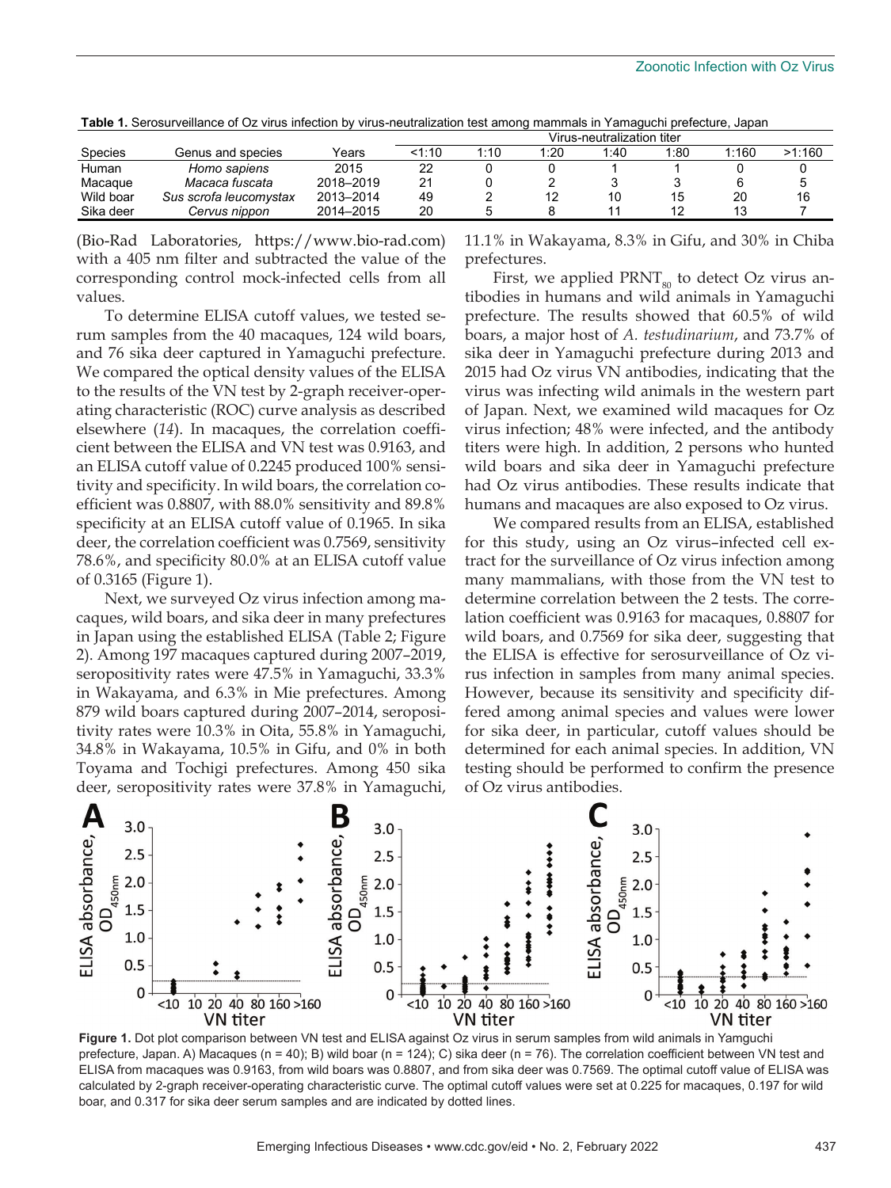**Table 1.** Serosurveillance of Oz virus infection by virus-neutralization test among mammals in Yamaguchi prefecture, Japan

| Species | Genus and species | Years | Virus-neutralization titer | | | | | | |
|---|---|---|---|---|---|---|---|---|---|
| | | | <1:10 | 1:10 | 1:20 | 1:40 | 1:80 | 1:160 | >1:160 |
| Human | *Homo sapiens* | 2015 | 22 | 0 | 0 | 1 | 1 | 0 | 0 |
| Macaque | *Macaca fuscata* | 2018–2019 | 21 | 0 | 2 | 3 | 3 | 6 | 5 |
| Wild boar | *Sus scrofa leucomystax* | 2013–2014 | 49 | 2 | 12 | 10 | 15 | 20 | 16 |
| Sika deer | *Cervus nippon* | 2014–2015 | 20 | 5 | 8 | 11 | 12 | 13 | 7 |

(Bio-Rad Laboratories, https://www.bio-rad.com) with a 405 nm filter and subtracted the value of the corresponding control mock-infected cells from all values.

To determine ELISA cutoff values, we tested serum samples from the 40 macaques, 124 wild boars, and 76 sika deer captured in Yamaguchi prefecture. We compared the optical density values of the ELISA to the results of the VN test by 2-graph receiver-operating characteristic (ROC) curve analysis as described elsewhere (*14*). In macaques, the correlation coefficient between the ELISA and VN test was 0.9163, and an ELISA cutoff value of 0.2245 produced 100% sensitivity and specificity. In wild boars, the correlation coefficient was 0.8807, with 88.0% sensitivity and 89.8% specificity at an ELISA cutoff value of 0.1965. In sika deer, the correlation coefficient was 0.7569, sensitivity 78.6%, and specificity 80.0% at an ELISA cutoff value of 0.3165 (Figure 1).

Next, we surveyed Oz virus infection among macaques, wild boars, and sika deer in many prefectures in Japan using the established ELISA (Table 2; Figure 2). Among 197 macaques captured during 2007–2019, seropositivity rates were 47.5% in Yamaguchi, 33.3% in Wakayama, and 6.3% in Mie prefectures. Among 879 wild boars captured during 2007–2014, seropositivity rates were 10.3% in Oita, 55.8% in Yamaguchi, 34.8% in Wakayama, 10.5% in Gifu, and 0% in both Toyama and Tochigi prefectures. Among 450 sika deer, seropositivity rates were 37.8% in Yamaguchi, 11.1% in Wakayama, 8.3% in Gifu, and 30% in Chiba prefectures.

First, we applied $PRNT_{80}$ to detect Oz virus antibodies in humans and wild animals in Yamaguchi prefecture. The results showed that 60.5% of wild boars, a major host of *A. testudinarium*, and 73.7% of sika deer in Yamaguchi prefecture during 2013 and 2015 had Oz virus VN antibodies, indicating that the virus was infecting wild animals in the western part of Japan. Next, we examined wild macaques for Oz virus infection; 48% were infected, and the antibody titers were high. In addition, 2 persons who hunted wild boars and sika deer in Yamaguchi prefecture had Oz virus antibodies. These results indicate that humans and macaques are also exposed to Oz virus.

We compared results from an ELISA, established for this study, using an Oz virus–infected cell extract for the surveillance of Oz virus infection among many mammalians, with those from the VN test to determine correlation between the 2 tests. The correlation coefficient was 0.9163 for macaques, 0.8807 for wild boars, and 0.7569 for sika deer, suggesting that the ELISA is effective for serosurveillance of Oz virus infection in samples from many animal species. However, because its sensitivity and specificity differed among animal species and values were lower for sika deer, in particular, cutoff values should be determined for each animal species. In addition, VN testing should be performed to confirm the presence of Oz virus antibodies.

**Figure 1.** Dot plot comparison between VN test and ELISA against Oz virus in serum samples from wild animals in Yamguchi prefecture, Japan. A) Macaques (n = 40); B) wild boar (n = 124); C) sika deer (n = 76). The correlation coefficient between VN test and ELISA from macaques was 0.9163, from wild boars was 0.8807, and from sika deer was 0.7569. The optimal cutoff value of ELISA was calculated by 2-graph receiver-operating characteristic curve. The optimal cutoff values were set at 0.225 for macaques, 0.197 for wild boar, and 0.317 for sika deer serum samples and are indicated by dotted lines.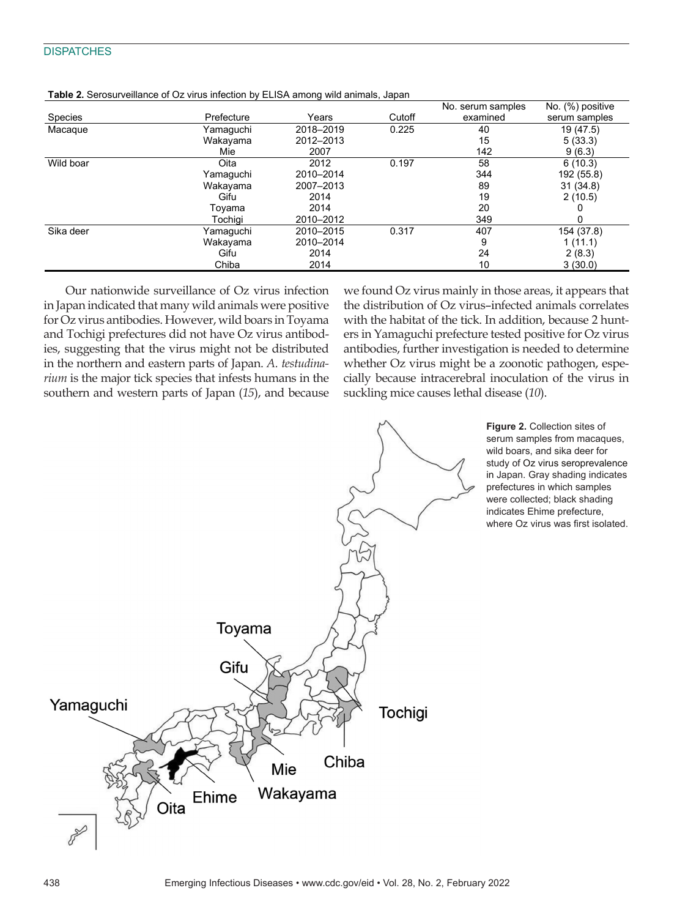**Table 2.** Serosurveillance of Oz virus infection by ELISA among wild animals, Japan

| Species | Prefecture | Years | Cutoff | No. serum samples examined | No. (%) positive serum samples |
|---|---|---|---|---|---|
| Macaque | Yamaguchi | 2018–2019 | 0.225 | 40 | 19 (47.5) |
| | Wakayama | 2012–2013 | | 15 | 5 (33.3) |
| | Mie | 2007 | | 142 | 9 (6.3) |
| Wild boar | Oita | 2012 | 0.197 | 58 | 6 (10.3) |
| | Yamaguchi | 2010–2014 | | 344 | 192 (55.8) |
| | Wakayama | 2007–2013 | | 89 | 31 (34.8) |
| | Gifu | 2014 | | 19 | 2 (10.5) |
| | Toyama | 2014 | | 20 | 0 |
| | Tochigi | 2010–2012 | | 349 | 0 |
| Sika deer | Yamaguchi | 2010–2015 | 0.317 | 407 | 154 (37.8) |
| | Wakayama | 2010–2014 | | 9 | 1 (11.1) |
| | Gifu | 2014 | | 24 | 2 (8.3) |
| | Chiba | 2014 | | 10 | 3 (30.0) |

Our nationwide surveillance of Oz virus infection in Japan indicated that many wild animals were positive for Oz virus antibodies. However, wild boars in Toyama and Tochigi prefectures did not have Oz virus antibodies, suggesting that the virus might not be distributed in the northern and eastern parts of Japan. *A. testudinarium* is the major tick species that infests humans in the southern and western parts of Japan (*15*), and because we found Oz virus mainly in those areas, it appears that the distribution of Oz virus–infected animals correlates with the habitat of the tick. In addition, because 2 hunters in Yamaguchi prefecture tested positive for Oz virus antibodies, further investigation is needed to determine whether Oz virus might be a zoonotic pathogen, especially because intracerebral inoculation of the virus in suckling mice causes lethal disease (*10*).

**Figure 2.** Collection sites of serum samples from macaques, wild boars, and sika deer for study of Oz virus seroprevalence in Japan. Gray shading indicates prefectures in which samples were collected; black shading indicates Ehime prefecture, where Oz virus was first isolated.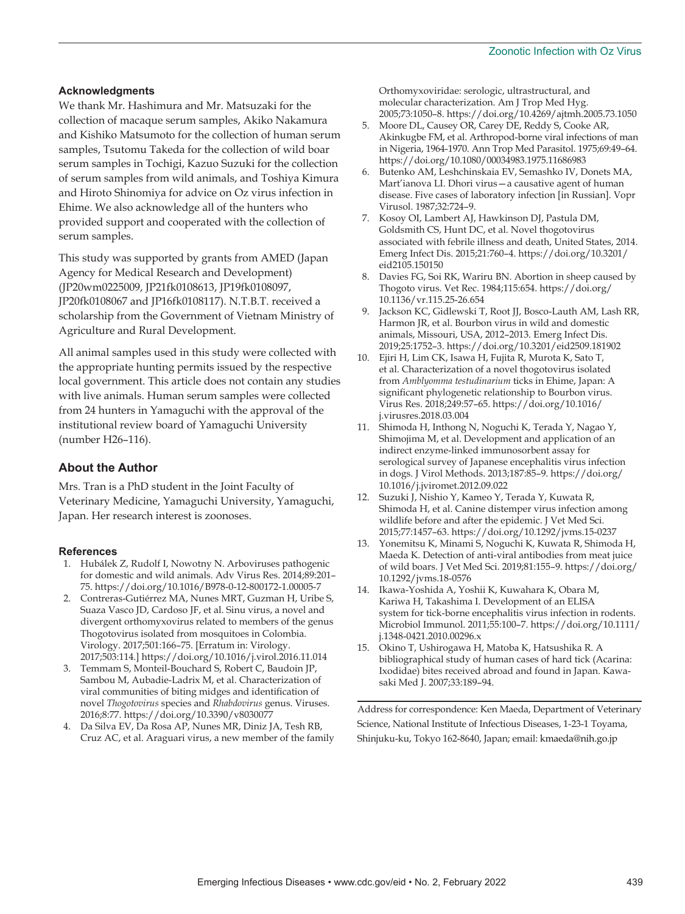## Acknowledgments

We thank Mr. Hashimura and Mr. Matsuzaki for the collection of macaque serum samples, Akiko Nakamura and Kishiko Matsumoto for the collection of human serum samples, Tsutomu Takeda for the collection of wild boar serum samples in Tochigi, Kazuo Suzuki for the collection of serum samples from wild animals, and Toshiya Kimura and Hiroto Shinomiya for advice on Oz virus infection in Ehime. We also acknowledge all of the hunters who provided support and cooperated with the collection of serum samples.

This study was supported by grants from AMED (Japan Agency for Medical Research and Development) (JP20wm0225009, JP21fk0108613, JP19fk0108097, JP20fk0108067 and JP16fk0108117). N.T.B.T. received a scholarship from the Government of Vietnam Ministry of Agriculture and Rural Development.

All animal samples used in this study were collected with the appropriate hunting permits issued by the respective local government. This article does not contain any studies with live animals. Human serum samples were collected from 24 hunters in Yamaguchi with the approval of the institutional review board of Yamaguchi University (number H26–116).

## About the Author

Mrs. Tran is a PhD student in the Joint Faculty of Veterinary Medicine, Yamaguchi University, Yamaguchi, Japan. Her research interest is zoonoses.

## References

1. Hubálek Z, Rudolf I, Nowotny N. Arboviruses pathogenic for domestic and wild animals. Adv Virus Res. 2014;89:201–75. https://doi.org/10.1016/B978-0-12-800172-1.00005-7
2. Contreras-Gutiérrez MA, Nunes MRT, Guzman H, Uribe S, Suaza Vasco JD, Cardoso JF, et al. Sinu virus, a novel and divergent orthomyxovirus related to members of the genus Thogotovirus isolated from mosquitoes in Colombia. Virology. 2017;501:166–75. [Erratum in: Virology. 2017;503:114.] https://doi.org/10.1016/j.virol.2016.11.014
3. Temmam S, Monteil-Bouchard S, Robert C, Baudoin JP, Sambou M, Aubadie-Ladrix M, et al. Characterization of viral communities of biting midges and identification of novel *Thogotovirus* species and *Rhabdovirus* genus. Viruses. 2016;8:77. https://doi.org/10.3390/v8030077
4. Da Silva EV, Da Rosa AP, Nunes MR, Diniz JA, Tesh RB, Cruz AC, et al. Araguari virus, a new member of the family Orthomyxoviridae: serologic, ultrastructural, and molecular characterization. Am J Trop Med Hyg. 2005;73:1050–8. https://doi.org/10.4269/ajtmh.2005.73.1050
5. Moore DL, Causey OR, Carey DE, Reddy S, Cooke AR, Akinkugbe FM, et al. Arthropod-borne viral infections of man in Nigeria, 1964-1970. Ann Trop Med Parasitol. 1975;69:49–64. https://doi.org/10.1080/00034983.1975.11686983
6. Butenko AM, Leshchinskaia EV, Semashko IV, Donets MA, Mart'ianova LI. Dhori virus—a causative agent of human disease. Five cases of laboratory infection [in Russian]. Vopr Virusol. 1987;32:724–9.
7. Kosoy OI, Lambert AJ, Hawkinson DJ, Pastula DM, Goldsmith CS, Hunt DC, et al. Novel thogotovirus associated with febrile illness and death, United States, 2014. Emerg Infect Dis. 2015;21:760–4. https://doi.org/10.3201/eid2105.150150
8. Davies FG, Soi RK, Wariru BN. Abortion in sheep caused by Thogoto virus. Vet Rec. 1984;115:654. https://doi.org/10.1136/vr.115.25-26.654
9. Jackson KC, Gidlewski T, Root JJ, Bosco-Lauth AM, Lash RR, Harmon JR, et al. Bourbon virus in wild and domestic animals, Missouri, USA, 2012–2013. Emerg Infect Dis. 2019;25:1752–3. https://doi.org/10.3201/eid2509.181902
10. Ejiri H, Lim CK, Isawa H, Fujita R, Murota K, Sato T, et al. Characterization of a novel thogotovirus isolated from *Amblyomma testudinarium* ticks in Ehime, Japan: A significant phylogenetic relationship to Bourbon virus. Virus Res. 2018;249:57–65. https://doi.org/10.1016/j.virusres.2018.03.004
11. Shimoda H, Inthong N, Noguchi K, Terada Y, Nagao Y, Shimojima M, et al. Development and application of an indirect enzyme-linked immunosorbent assay for serological survey of Japanese encephalitis virus infection in dogs. J Virol Methods. 2013;187:85–9. https://doi.org/10.1016/j.jviromet.2012.09.022
12. Suzuki J, Nishio Y, Kameo Y, Terada Y, Kuwata R, Shimoda H, et al. Canine distemper virus infection among wildlife before and after the epidemic. J Vet Med Sci. 2015;77:1457–63. https://doi.org/10.1292/jvms.15-0237
13. Yonemitsu K, Minami S, Noguchi K, Kuwata R, Shimoda H, Maeda K. Detection of anti-viral antibodies from meat juice of wild boars. J Vet Med Sci. 2019;81:155–9. https://doi.org/10.1292/jvms.18-0576
14. Ikawa-Yoshida A, Yoshii K, Kuwahara K, Obara M, Kariwa H, Takashima I. Development of an ELISA system for tick-borne encephalitis virus infection in rodents. Microbiol Immunol. 2011;55:100–7. https://doi.org/10.1111/j.1348-0421.2010.00296.x
15. Okino T, Ushirogawa H, Matoba K, Hatsushika R. A bibliographical study of human cases of hard tick (Acarina: Ixodidae) bites received abroad and found in Japan. Kawasaki Med J. 2007;33:189–94.

Address for correspondence: Ken Maeda, Department of Veterinary Science, National Institute of Infectious Diseases, 1-23-1 Toyama, Shinjuku-ku, Tokyo 162-8640, Japan; email: kmaeda@nih.go.jp